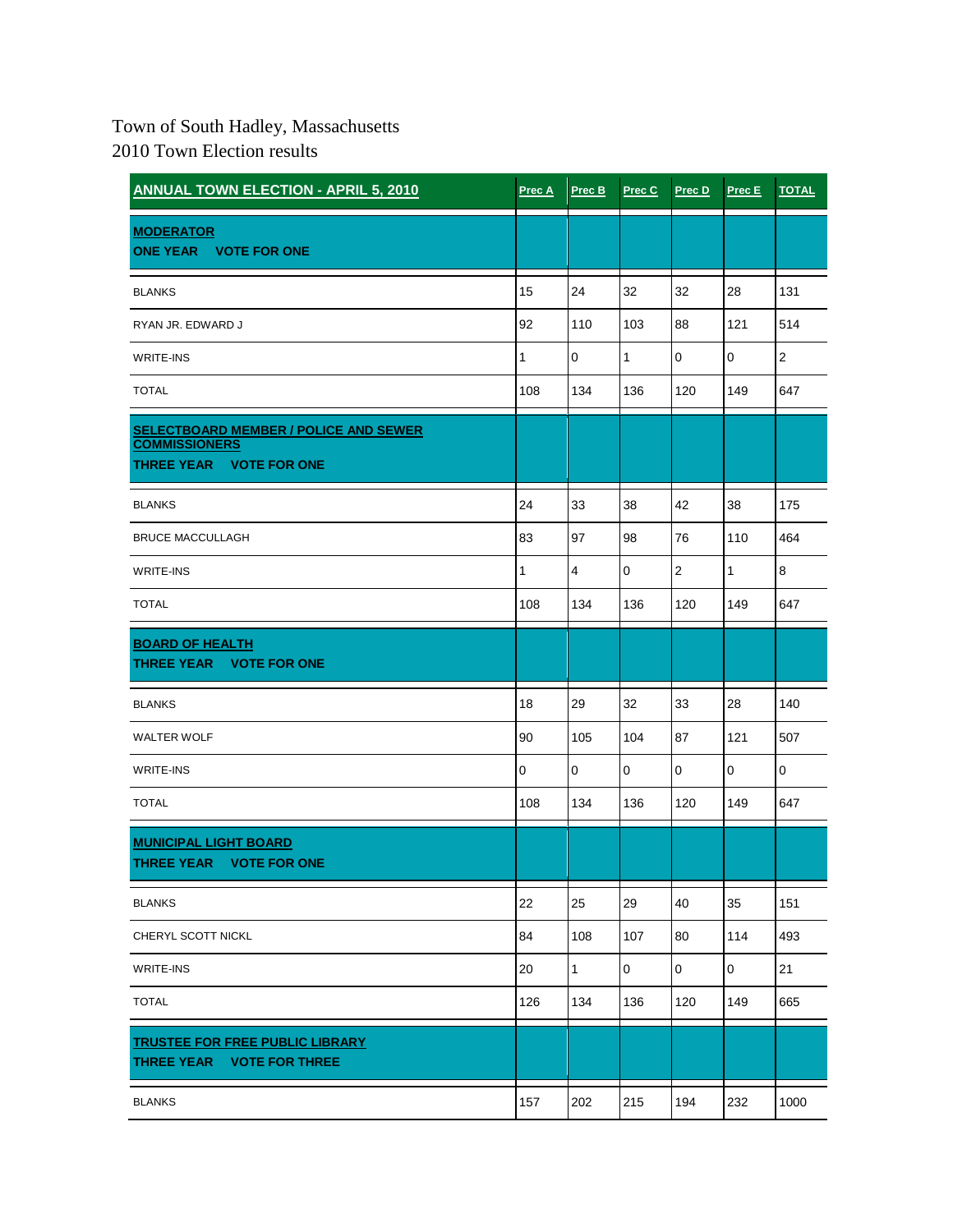Town of South Hadley, Massachusetts

2010 Town Election results

| ANNUAL TOWN ELECTION - APRIL 5, 2010 | Prec A | Prec B | Prec C | Prec D | Prec E | TOTAL |
|---|---|---|---|---|---|---|
| **MODERATOR**<br>**ONE YEAR VOTE FOR ONE** | | | | | | |
| BLANKS | 15 | 24 | 32 | 32 | 28 | 131 |
| RYAN JR. EDWARD J | 92 | 110 | 103 | 88 | 121 | 514 |
| WRITE-INS | 1 | 0 | 1 | 0 | 0 | 2 |
| TOTAL | 108 | 134 | 136 | 120 | 149 | 647 |
| **SELECTBOARD MEMBER / POLICE AND SEWER COMMISSIONERS**<br>**THREE YEAR VOTE FOR ONE** | | | | | | |
| BLANKS | 24 | 33 | 38 | 42 | 38 | 175 |
| BRUCE MACCULLAGH | 83 | 97 | 98 | 76 | 110 | 464 |
| WRITE-INS | 1 | 4 | 0 | 2 | 1 | 8 |
| TOTAL | 108 | 134 | 136 | 120 | 149 | 647 |
| **BOARD OF HEALTH**<br>**THREE YEAR VOTE FOR ONE** | | | | | | |
| BLANKS | 18 | 29 | 32 | 33 | 28 | 140 |
| WALTER WOLF | 90 | 105 | 104 | 87 | 121 | 507 |
| WRITE-INS | 0 | 0 | 0 | 0 | 0 | 0 |
| TOTAL | 108 | 134 | 136 | 120 | 149 | 647 |
| **MUNICIPAL LIGHT BOARD**<br>**THREE YEAR VOTE FOR ONE** | | | | | | |
| BLANKS | 22 | 25 | 29 | 40 | 35 | 151 |
| CHERYL SCOTT NICKL | 84 | 108 | 107 | 80 | 114 | 493 |
| WRITE-INS | 20 | 1 | 0 | 0 | 0 | 21 |
| TOTAL | 126 | 134 | 136 | 120 | 149 | 665 |
| **TRUSTEE FOR FREE PUBLIC LIBRARY**<br>**THREE YEAR VOTE FOR THREE** | | | | | | |
| BLANKS | 157 | 202 | 215 | 194 | 232 | 1000 |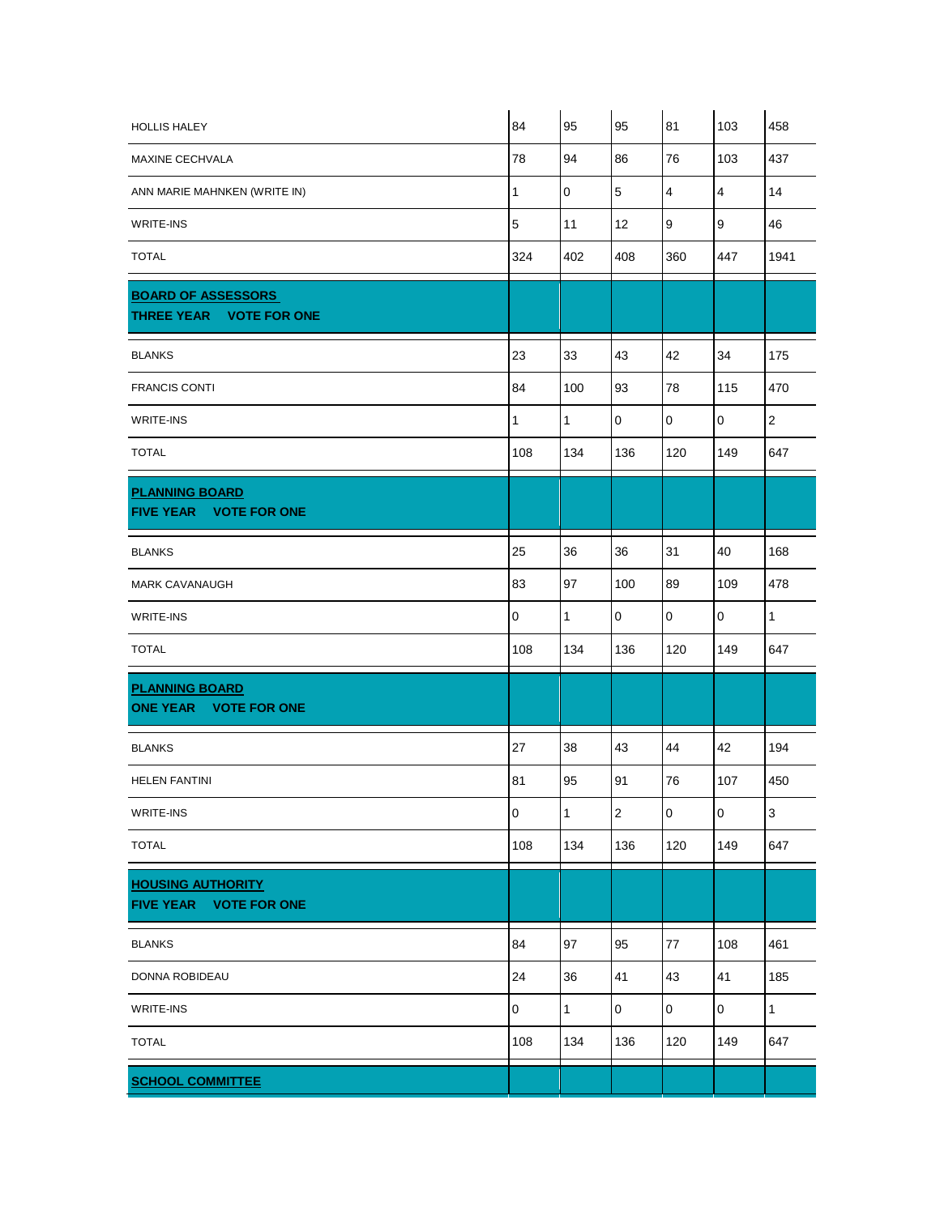| | | | | | | |
|---|---|---|---|---|---|---|
| HOLLIS HALEY | 84 | 95 | 95 | 81 | 103 | 458 |
| MAXINE CECHVALA | 78 | 94 | 86 | 76 | 103 | 437 |
| ANN MARIE MAHNKEN (WRITE IN) | 1 | 0 | 5 | 4 | 4 | 14 |
| WRITE-INS | 5 | 11 | 12 | 9 | 9 | 46 |
| TOTAL | 324 | 402 | 408 | 360 | 447 | 1941 |
| **BOARD OF ASSESSORS**<br>**THREE YEAR VOTE FOR ONE** | | | | | | |
| BLANKS | 23 | 33 | 43 | 42 | 34 | 175 |
| FRANCIS CONTI | 84 | 100 | 93 | 78 | 115 | 470 |
| WRITE-INS | 1 | 1 | 0 | 0 | 0 | 2 |
| TOTAL | 108 | 134 | 136 | 120 | 149 | 647 |
| **PLANNING BOARD**<br>**FIVE YEAR VOTE FOR ONE** | | | | | | |
| BLANKS | 25 | 36 | 36 | 31 | 40 | 168 |
| MARK CAVANAUGH | 83 | 97 | 100 | 89 | 109 | 478 |
| WRITE-INS | 0 | 1 | 0 | 0 | 0 | 1 |
| TOTAL | 108 | 134 | 136 | 120 | 149 | 647 |
| **PLANNING BOARD**<br>**ONE YEAR VOTE FOR ONE** | | | | | | |
| BLANKS | 27 | 38 | 43 | 44 | 42 | 194 |
| HELEN FANTINI | 81 | 95 | 91 | 76 | 107 | 450 |
| WRITE-INS | 0 | 1 | 2 | 0 | 0 | 3 |
| TOTAL | 108 | 134 | 136 | 120 | 149 | 647 |
| **HOUSING AUTHORITY**<br>**FIVE YEAR VOTE FOR ONE** | | | | | | |
| BLANKS | 84 | 97 | 95 | 77 | 108 | 461 |
| DONNA ROBIDEAU | 24 | 36 | 41 | 43 | 41 | 185 |
| WRITE-INS | 0 | 1 | 0 | 0 | 0 | 1 |
| TOTAL | 108 | 134 | 136 | 120 | 149 | 647 |
| **SCHOOL COMMITTEE** | | | | | | |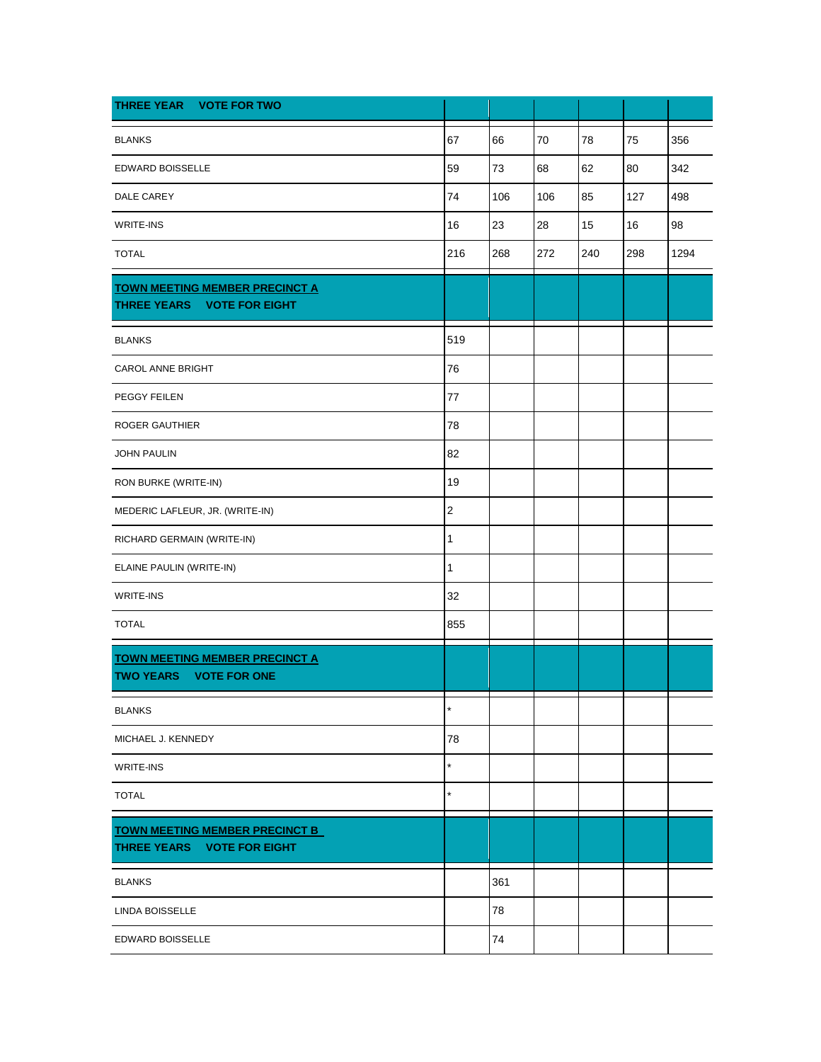| THREE YEAR VOTE FOR TWO | | | | | | |
|---|---|---|---|---|---|---|
| BLANKS | 67 | 66 | 70 | 78 | 75 | 356 |
| EDWARD BOISSELLE | 59 | 73 | 68 | 62 | 80 | 342 |
| DALE CAREY | 74 | 106 | 106 | 85 | 127 | 498 |
| WRITE-INS | 16 | 23 | 28 | 15 | 16 | 98 |
| TOTAL | 216 | 268 | 272 | 240 | 298 | 1294 |
| **TOWN MEETING MEMBER PRECINCT A** THREE YEARS VOTE FOR EIGHT | | | | | | |
| BLANKS | 519 | | | | | |
| CAROL ANNE BRIGHT | 76 | | | | | |
| PEGGY FEILEN | 77 | | | | | |
| ROGER GAUTHIER | 78 | | | | | |
| JOHN PAULIN | 82 | | | | | |
| RON BURKE (WRITE-IN) | 19 | | | | | |
| MEDERIC LAFLEUR, JR. (WRITE-IN) | 2 | | | | | |
| RICHARD GERMAIN (WRITE-IN) | 1 | | | | | |
| ELAINE PAULIN (WRITE-IN) | 1 | | | | | |
| WRITE-INS | 32 | | | | | |
| TOTAL | 855 | | | | | |
| **TOWN MEETING MEMBER PRECINCT A** TWO YEARS VOTE FOR ONE | | | | | | |
| BLANKS | * | | | | | |
| MICHAEL J. KENNEDY | 78 | | | | | |
| WRITE-INS | * | | | | | |
| TOTAL | * | | | | | |
| **TOWN MEETING MEMBER PRECINCT B** THREE YEARS VOTE FOR EIGHT | | | | | | |
| BLANKS | | 361 | | | | |
| LINDA BOISSELLE | | 78 | | | | |
| EDWARD BOISSELLE | | 74 | | | | |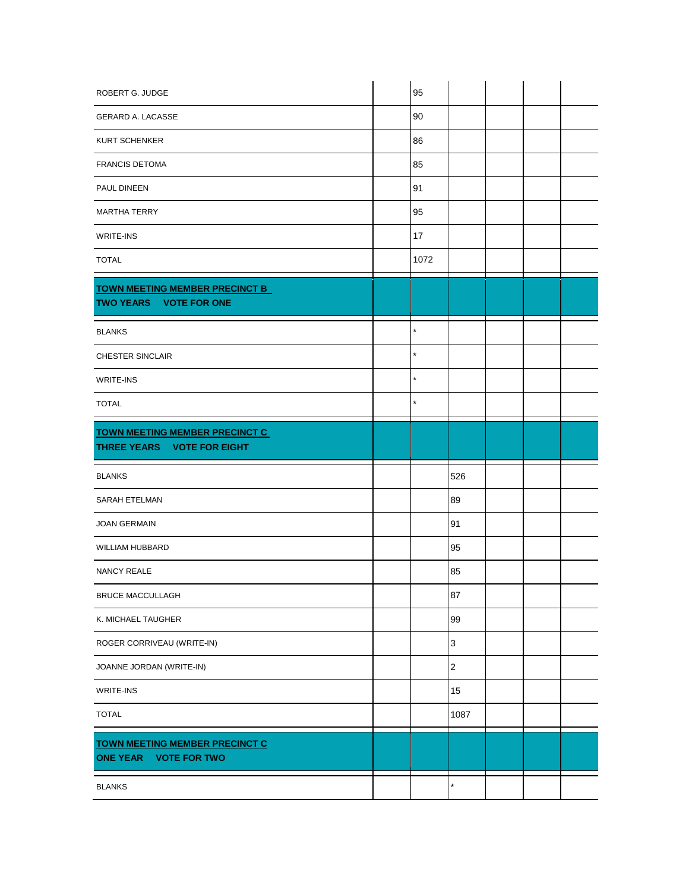| | | | | | |
|---|---|---|---|---|---|
| ROBERT G. JUDGE | | 95 | | | |
| GERARD A. LACASSE | | 90 | | | |
| KURT SCHENKER | | 86 | | | |
| FRANCIS DETOMA | | 85 | | | |
| PAUL DINEEN | | 91 | | | |
| MARTHA TERRY | | 95 | | | |
| WRITE-INS | | 17 | | | |
| TOTAL | | 1072 | | | |
| **TOWN MEETING MEMBER PRECINCT B**<br>**TWO YEARS VOTE FOR ONE** | | | | | |
| BLANKS | | * | | | |
| CHESTER SINCLAIR | | * | | | |
| WRITE-INS | | * | | | |
| TOTAL | | * | | | |
| **TOWN MEETING MEMBER PRECINCT C**<br>**THREE YEARS VOTE FOR EIGHT** | | | | | |
| BLANKS | | | 526 | | |
| SARAH ETELMAN | | | 89 | | |
| JOAN GERMAIN | | | 91 | | |
| WILLIAM HUBBARD | | | 95 | | |
| NANCY REALE | | | 85 | | |
| BRUCE MACCULLAGH | | | 87 | | |
| K. MICHAEL TAUGHER | | | 99 | | |
| ROGER CORRIVEAU (WRITE-IN) | | | 3 | | |
| JOANNE JORDAN (WRITE-IN) | | | 2 | | |
| WRITE-INS | | | 15 | | |
| TOTAL | | | 1087 | | |
| **TOWN MEETING MEMBER PRECINCT C**<br>**ONE YEAR VOTE FOR TWO** | | | | | |
| BLANKS | | | * | | |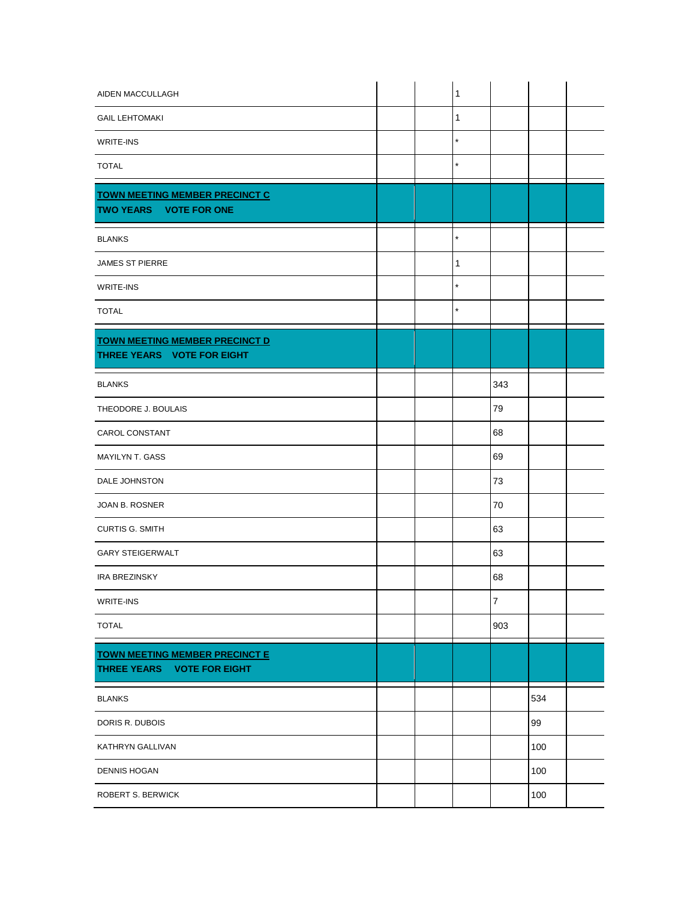| | | | | | | |
|---|---|---|---|---|---|---|
| AIDEN MACCULLAGH | | | 1 | | | |
| GAIL LEHTOMAKI | | | 1 | | | |
| WRITE-INS | | | * | | | |
| TOTAL | | | * | | | |
| **TOWN MEETING MEMBER PRECINCT C**<br>**TWO YEARS VOTE FOR ONE** | | | | | | |
| BLANKS | | | * | | | |
| JAMES ST PIERRE | | | 1 | | | |
| WRITE-INS | | | * | | | |
| TOTAL | | | * | | | |
| **TOWN MEETING MEMBER PRECINCT D**<br>**THREE YEARS VOTE FOR EIGHT** | | | | | | |
| BLANKS | | | | 343 | | |
| THEODORE J. BOULAIS | | | | 79 | | |
| CAROL CONSTANT | | | | 68 | | |
| MAYILYN T. GASS | | | | 69 | | |
| DALE JOHNSTON | | | | 73 | | |
| JOAN B. ROSNER | | | | 70 | | |
| CURTIS G. SMITH | | | | 63 | | |
| GARY STEIGERWALT | | | | 63 | | |
| IRA BREZINSKY | | | | 68 | | |
| WRITE-INS | | | | 7 | | |
| TOTAL | | | | 903 | | |
| **TOWN MEETING MEMBER PRECINCT E**<br>**THREE YEARS VOTE FOR EIGHT** | | | | | | |
| BLANKS | | | | | 534 | |
| DORIS R. DUBOIS | | | | | 99 | |
| KATHRYN GALLIVAN | | | | | 100 | |
| DENNIS HOGAN | | | | | 100 | |
| ROBERT S. BERWICK | | | | | 100 | |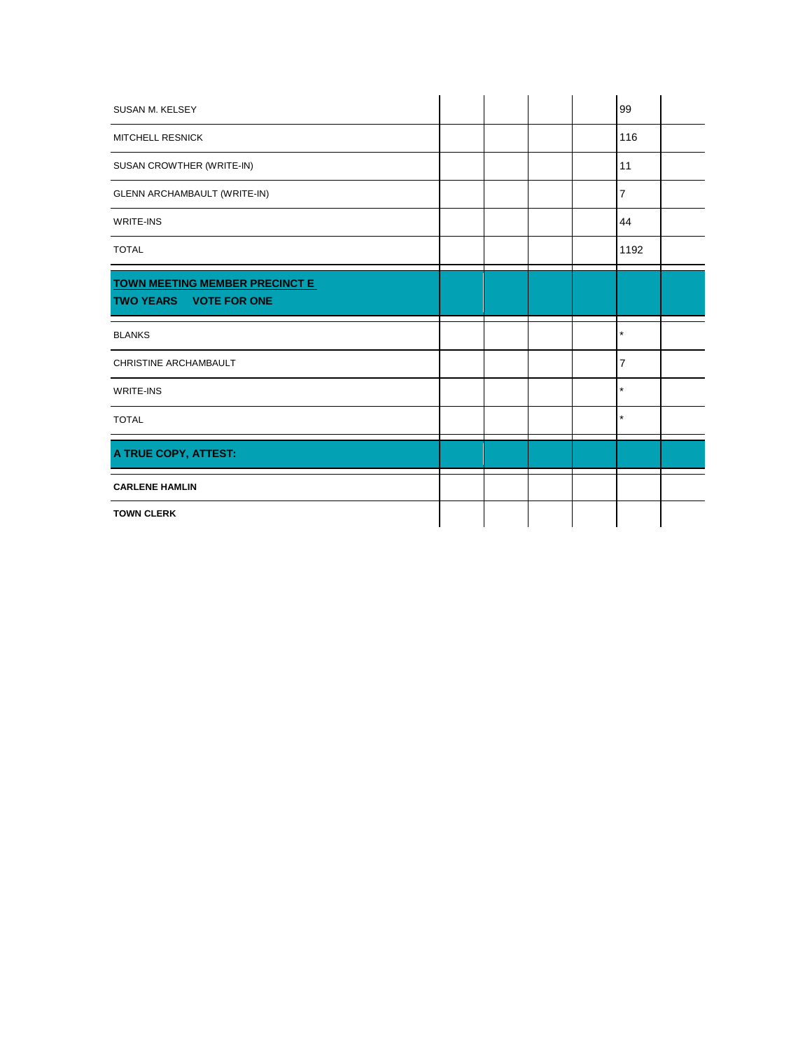| | | | | | | |
|---|---|---|---|---|---|---|
| SUSAN M. KELSEY | | | | | 99 | |
| MITCHELL RESNICK | | | | | 116 | |
| SUSAN CROWTHER (WRITE-IN) | | | | | 11 | |
| GLENN ARCHAMBAULT (WRITE-IN) | | | | | 7 | |
| WRITE-INS | | | | | 44 | |
| TOTAL | | | | | 1192 | |
| **TOWN MEETING MEMBER PRECINCT E** **TWO YEARS VOTE FOR ONE** | | | | | | |
| BLANKS | | | | | * | |
| CHRISTINE ARCHAMBAULT | | | | | 7 | |
| WRITE-INS | | | | | * | |
| TOTAL | | | | | * | |
| **A TRUE COPY, ATTEST:** | | | | | | |
| **CARLENE HAMLIN** | | | | | | |
| **TOWN CLERK** | | | | | | |